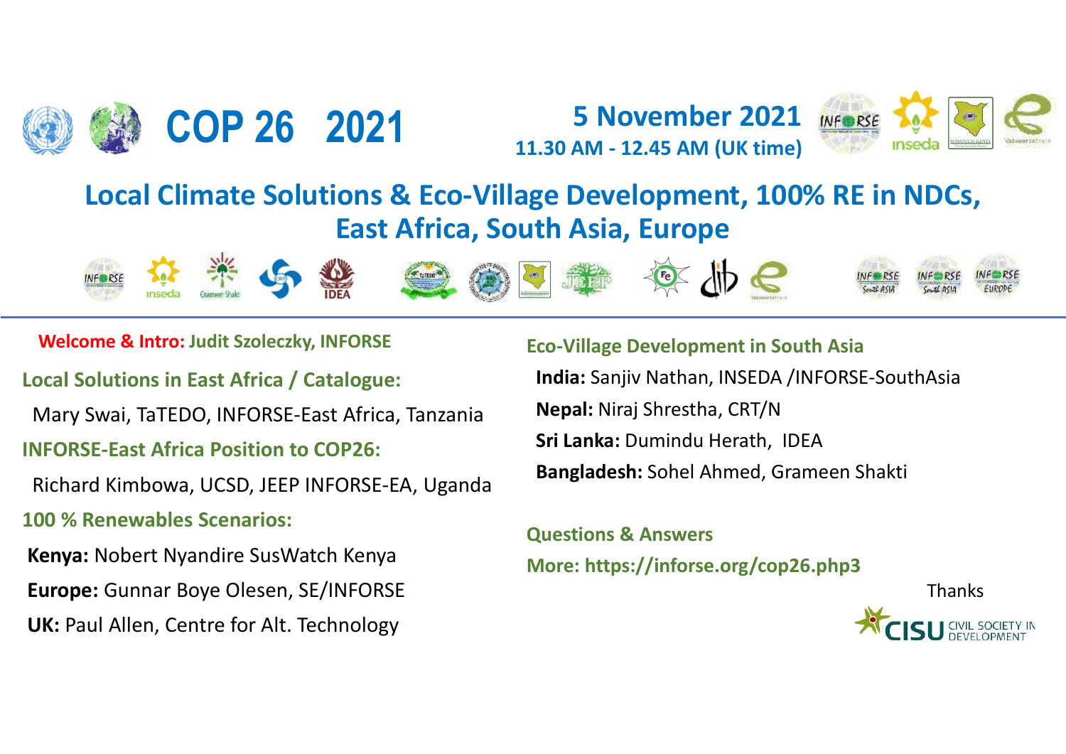# COP 26 2021

**5 November 2021**
**11.30 AM - 12.45 AM (UK time)**

## Local Climate Solutions & Eco-Village Development, 100% RE in NDCs, East Africa, South Asia, Europe

**Welcome & Intro:** **Judit Szoleczky, INFORSE**

**Local Solutions in East Africa / Catalogue:**

Mary Swai, TaTEDO, INFORSE-East Africa, Tanzania

**INFORSE-East Africa Position to COP26:**

Richard Kimbowa, UCSD, JEEP INFORSE-EA, Uganda

**100 % Renewables Scenarios:**

**Kenya:** Nobert Nyandire SusWatch Kenya

**Europe:** Gunnar Boye Olesen, SE/INFORSE

**UK:** Paul Allen, Centre for Alt. Technology

**Eco-Village Development in South Asia**

**India:** Sanjiv Nathan, INSEDA /INFORSE-SouthAsia

**Nepal:** Niraj Shrestha, CRT/N

**Sri Lanka:** Dumindu Herath, IDEA

**Bangladesh:** Sohel Ahmed, Grameen Shakti

**Questions & Answers**

**More: https://inforse.org/cop26.php3**

Thanks

CISU CIVIL SOCIETY IN DEVELOPMENT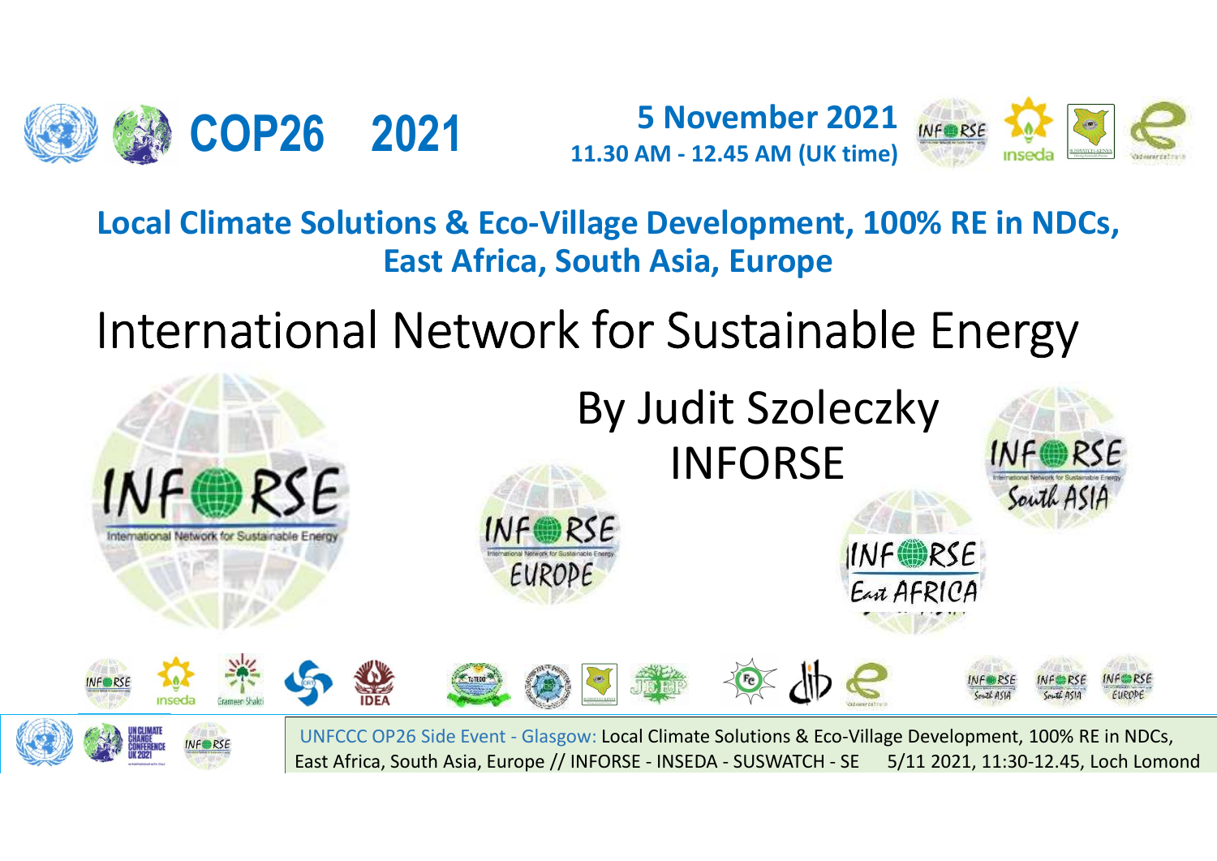# COP26 2021

**5 November 2021**
**11.30 AM - 12.45 AM (UK time)**

## Local Climate Solutions & Eco-Village Development, 100% RE in NDCs, East Africa, South Asia, Europe

# International Network for Sustainable Energy

By Judit Szoleczky
INFORSE

UNFCCC OP26 Side Event - Glasgow: Local Climate Solutions & Eco-Village Development, 100% RE in NDCs, East Africa, South Asia, Europe // INFORSE - INSEDA - SUSWATCH - SE 5/11 2021, 11:30-12.45, Loch Lomond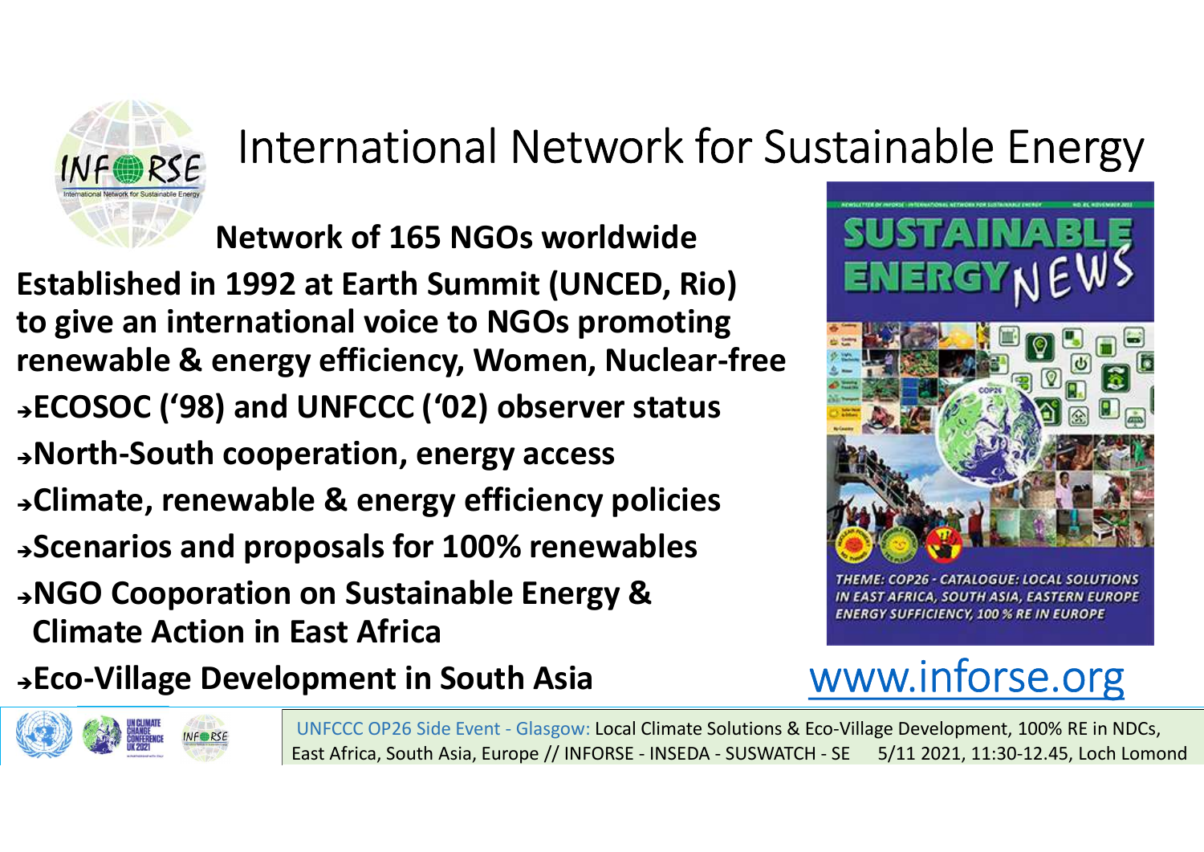# International Network for Sustainable Energy

**Network of 165 NGOs worldwide**

**Established in 1992 at Earth Summit (UNCED, Rio) to give an international voice to NGOs promoting renewable & energy efficiency, Women, Nuclear-free**

- **ECOSOC ('98) and UNFCCC ('02) observer status**
- **North-South cooperation, energy access**
- **Climate, renewable & energy efficiency policies**
- **Scenarios and proposals for 100% renewables**
- **NGO Cooperation on Sustainable Energy & Climate Action in East Africa**
- **Eco-Village Development in South Asia**

SUSTAINABLE ENERGY NEWS

THEME: COP26 - CATALOGUE: LOCAL SOLUTIONS IN EAST AFRICA, SOUTH ASIA, EASTERN EUROPE ENERGY SUFFICIENCY, 100 % RE IN EUROPE

www.inforse.org

UNFCCC OP26 Side Event - Glasgow: Local Climate Solutions & Eco-Village Development, 100% RE in NDCs, East Africa, South Asia, Europe // INFORSE - INSEDA - SUSWATCH - SE 5/11 2021, 11:30-12.45, Loch Lomond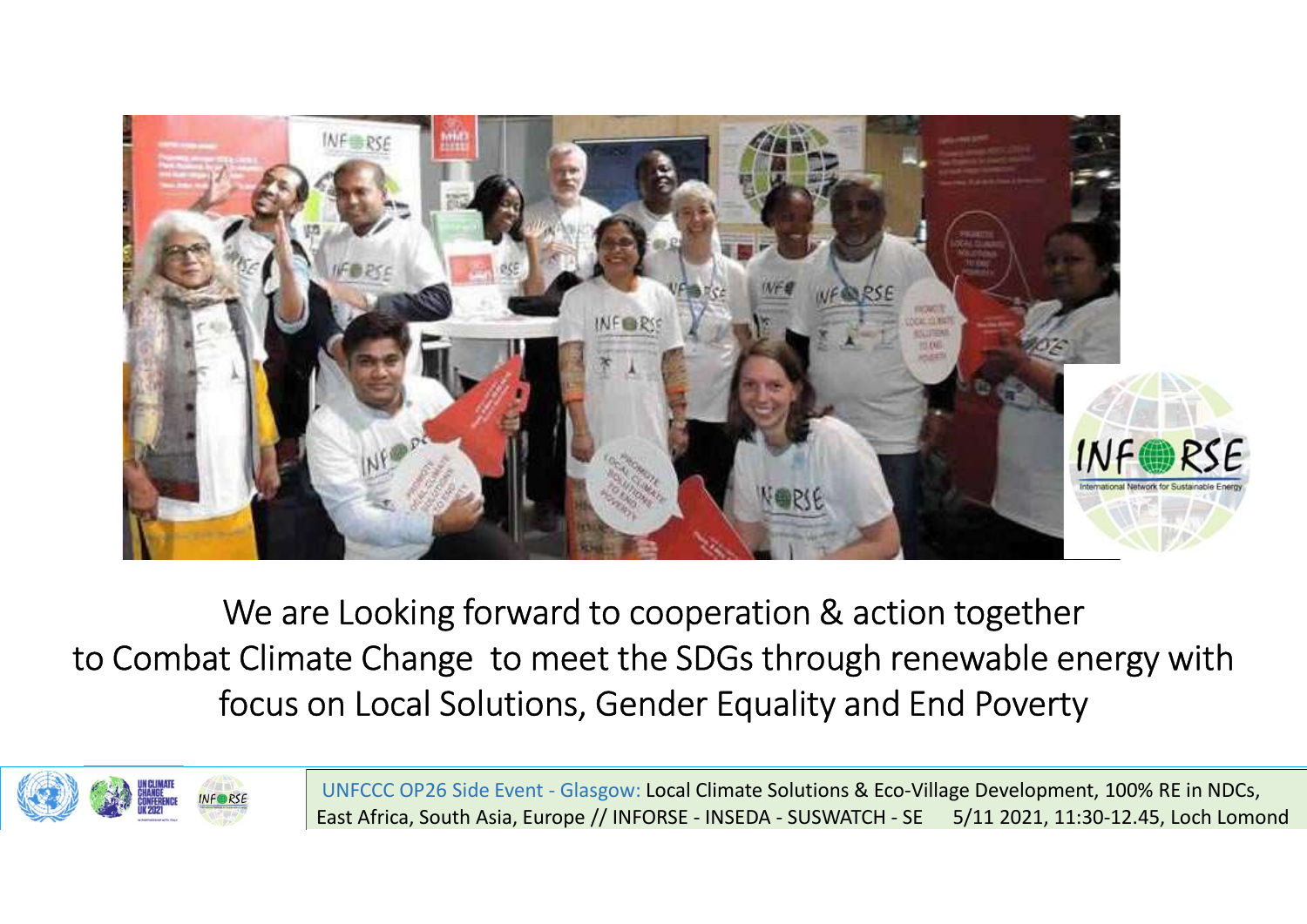We are Looking forward to cooperation & action together
to Combat Climate Change to meet the SDGs through renewable energy with focus on Local Solutions, Gender Equality and End Poverty

UNFCCC OP26 Side Event - Glasgow: Local Climate Solutions & Eco-Village Development, 100% RE in NDCs, East Africa, South Asia, Europe // INFORSE - INSEDA - SUSWATCH - SE 5/11 2021, 11:30-12.45, Loch Lomond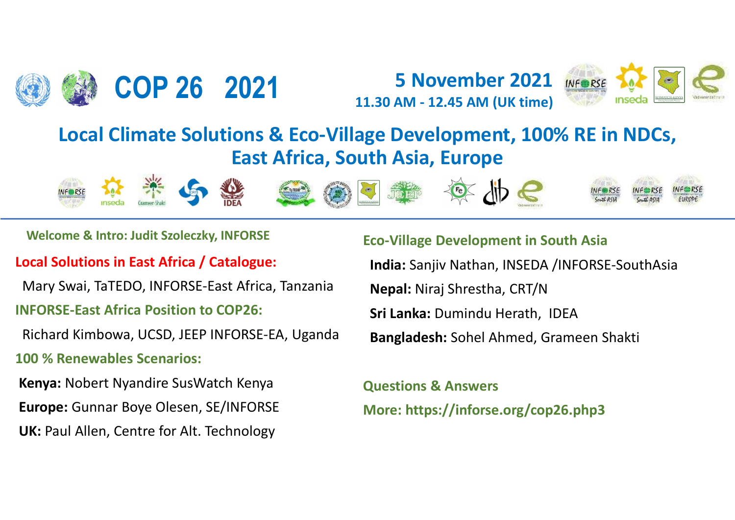# COP 26 2021

**5 November 2021**
**11.30 AM - 12.45 AM (UK time)**

## Local Climate Solutions & Eco-Village Development, 100% RE in NDCs, East Africa, South Asia, Europe

**Welcome & Intro: Judit Szoleczky, INFORSE**

**Local Solutions in East Africa / Catalogue:**

Mary Swai, TaTEDO, INFORSE-East Africa, Tanzania

**INFORSE-East Africa Position to COP26:**

Richard Kimbowa, UCSD, JEEP INFORSE-EA, Uganda

**100 % Renewables Scenarios:**

**Kenya:** Nobert Nyandire SusWatch Kenya

**Europe:** Gunnar Boye Olesen, SE/INFORSE

**UK:** Paul Allen, Centre for Alt. Technology

**Eco-Village Development in South Asia**

**India:** Sanjiv Nathan, INSEDA /INFORSE-SouthAsia

**Nepal:** Niraj Shrestha, CRT/N

**Sri Lanka:** Dumindu Herath, IDEA

**Bangladesh:** Sohel Ahmed, Grameen Shakti

**Questions & Answers**

**More: https://inforse.org/cop26.php3**